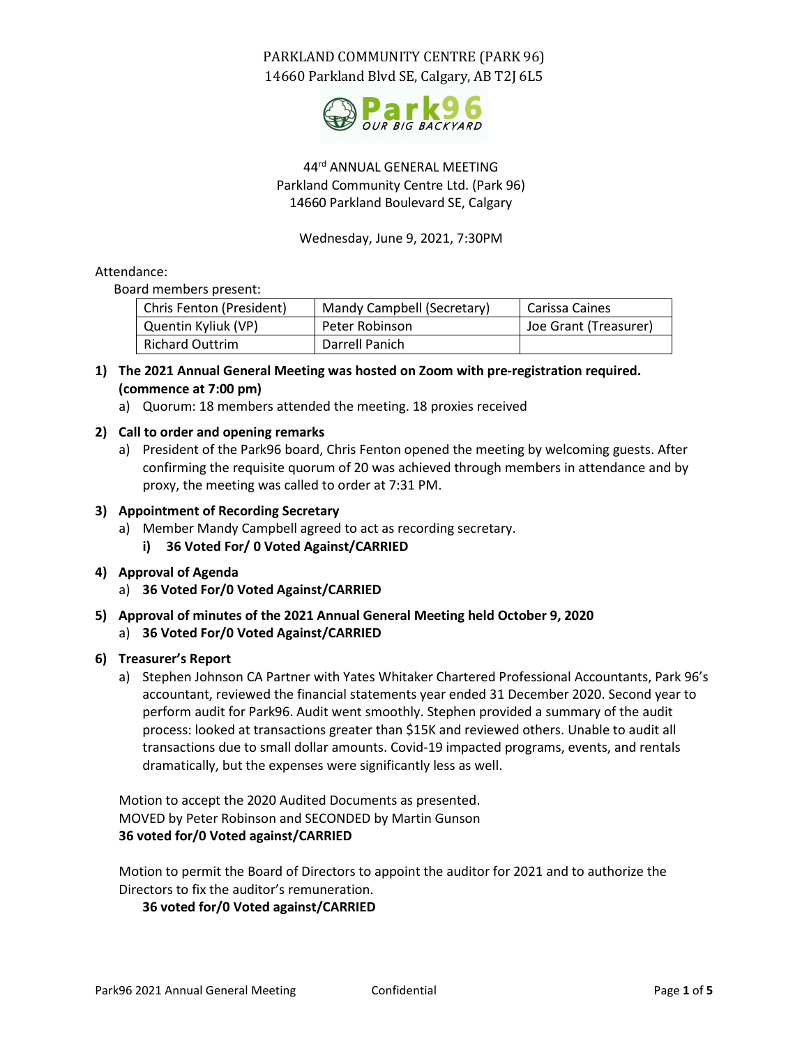PARKLAND COMMUNITY CENTRE (PARK 96)
14660 Parkland Blvd SE, Calgary, AB T2J 6L5

44[rd] ANNUAL GENERAL MEETING
Parkland Community Centre Ltd. (Park 96)
14660 Parkland Boulevard SE, Calgary

Wednesday, June 9, 2021, 7:30PM

Attendance:

Board members present:

| Chris Fenton (President) | Mandy Campbell (Secretary) | Carissa Caines |
|---|---|---|
| Quentin Kyliuk (VP) | Peter Robinson | Joe Grant (Treasurer) |
| Richard Outtrim | Darrell Panich | |

1) **The 2021 Annual General Meeting was hosted on Zoom with pre-registration required. (commence at 7:00 pm)**
   a) Quorum: 18 members attended the meeting. 18 proxies received

2) **Call to order and opening remarks**
   a) President of the Park96 board, Chris Fenton opened the meeting by welcoming guests. After confirming the requisite quorum of 20 was achieved through members in attendance and by proxy, the meeting was called to order at 7:31 PM.

3) **Appointment of Recording Secretary**
   a) Member Mandy Campbell agreed to act as recording secretary.
      i) **36 Voted For/ 0 Voted Against/CARRIED**

4) **Approval of Agenda**
   a) **36 Voted For/0 Voted Against/CARRIED**

5) **Approval of minutes of the 2021 Annual General Meeting held October 9, 2020**
   a) **36 Voted For/0 Voted Against/CARRIED**

6) **Treasurer's Report**
   a) Stephen Johnson CA Partner with Yates Whitaker Chartered Professional Accountants, Park 96's accountant, reviewed the financial statements year ended 31 December 2020. Second year to perform audit for Park96. Audit went smoothly. Stephen provided a summary of the audit process: looked at transactions greater than $15K and reviewed others. Unable to audit all transactions due to small dollar amounts. Covid-19 impacted programs, events, and rentals dramatically, but the expenses were significantly less as well.

   Motion to accept the 2020 Audited Documents as presented.
   MOVED by Peter Robinson and SECONDED by Martin Gunson
   **36 voted for/0 Voted against/CARRIED**

   Motion to permit the Board of Directors to appoint the auditor for 2021 and to authorize the Directors to fix the auditor's remuneration.
   **36 voted for/0 Voted against/CARRIED**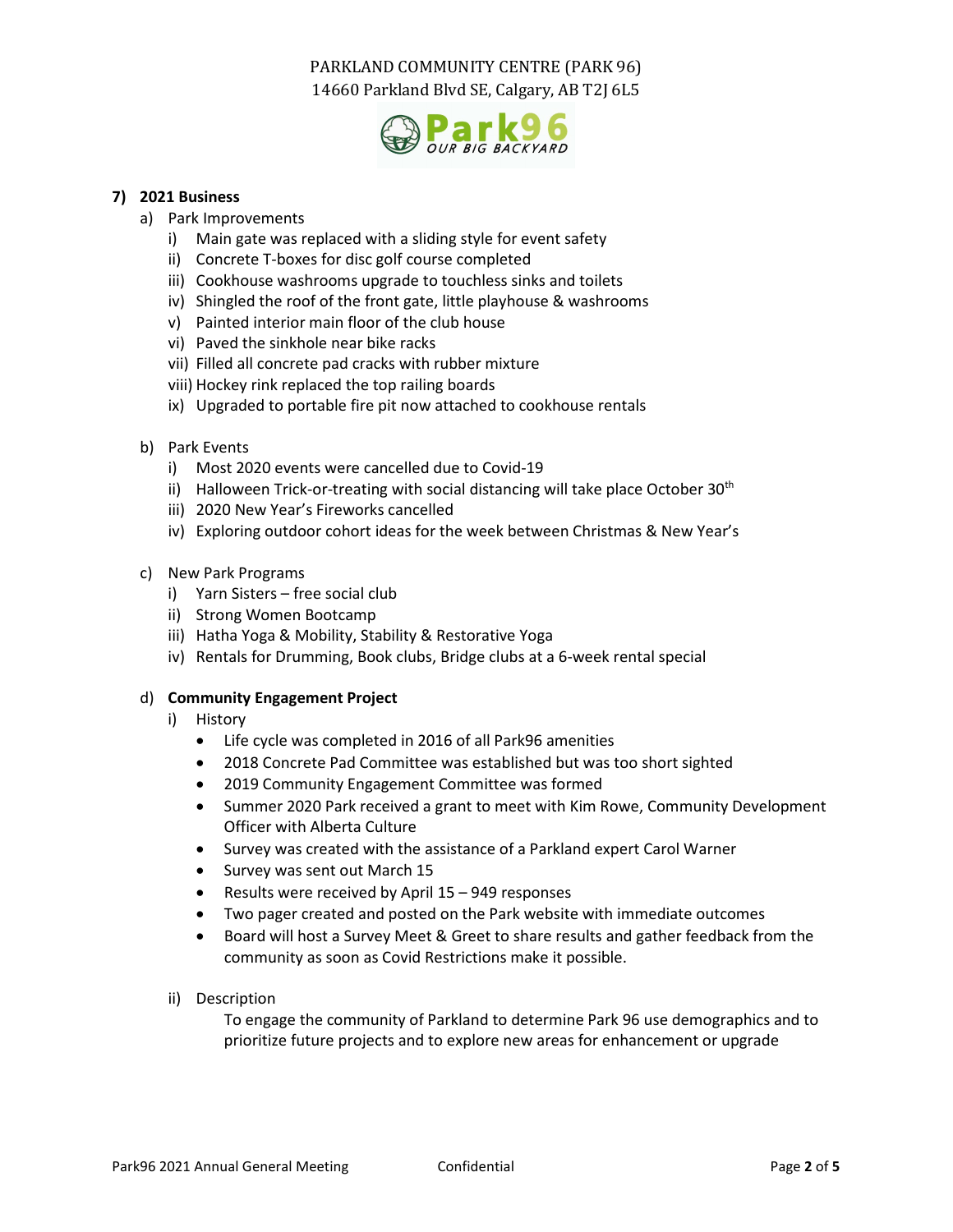PARKLAND COMMUNITY CENTRE (PARK 96)
14660 Parkland Blvd SE, Calgary, AB T2J 6L5

## 7) 2021 Business

a) Park Improvements
   - i) Main gate was replaced with a sliding style for event safety
   - ii) Concrete T-boxes for disc golf course completed
   - iii) Cookhouse washrooms upgrade to touchless sinks and toilets
   - iv) Shingled the roof of the front gate, little playhouse & washrooms
   - v) Painted interior main floor of the club house
   - vi) Paved the sinkhole near bike racks
   - vii) Filled all concrete pad cracks with rubber mixture
   - viii) Hockey rink replaced the top railing boards
   - ix) Upgraded to portable fire pit now attached to cookhouse rentals

b) Park Events
   - i) Most 2020 events were cancelled due to Covid-19
   - ii) Halloween Trick-or-treating with social distancing will take place October 30th
   - iii) 2020 New Year's Fireworks cancelled
   - iv) Exploring outdoor cohort ideas for the week between Christmas & New Year's

c) New Park Programs
   - i) Yarn Sisters – free social club
   - ii) Strong Women Bootcamp
   - iii) Hatha Yoga & Mobility, Stability & Restorative Yoga
   - iv) Rentals for Drumming, Book clubs, Bridge clubs at a 6-week rental special

d) **Community Engagement Project**
   - i) History
     - Life cycle was completed in 2016 of all Park96 amenities
     - 2018 Concrete Pad Committee was established but was too short sighted
     - 2019 Community Engagement Committee was formed
     - Summer 2020 Park received a grant to meet with Kim Rowe, Community Development Officer with Alberta Culture
     - Survey was created with the assistance of a Parkland expert Carol Warner
     - Survey was sent out March 15
     - Results were received by April 15 – 949 responses
     - Two pager created and posted on the Park website with immediate outcomes
     - Board will host a Survey Meet & Greet to share results and gather feedback from the community as soon as Covid Restrictions make it possible.
   - ii) Description

     To engage the community of Parkland to determine Park 96 use demographics and to prioritize future projects and to explore new areas for enhancement or upgrade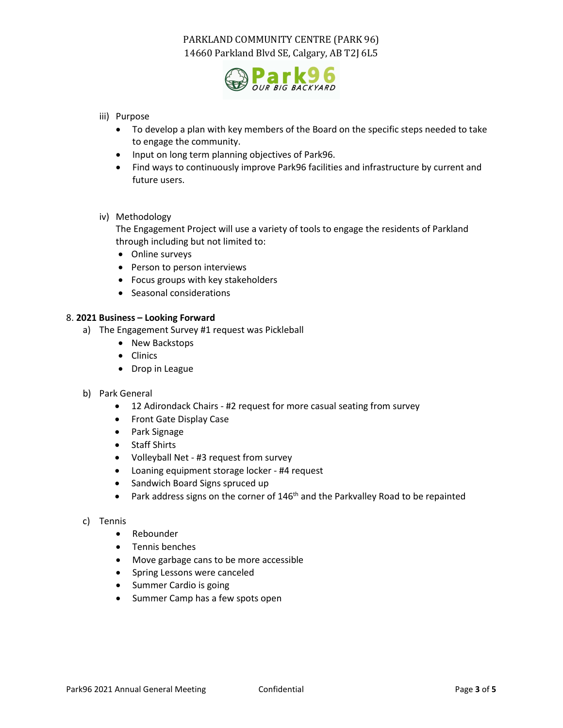iii) Purpose

- To develop a plan with key members of the Board on the specific steps needed to take to engage the community.
- Input on long term planning objectives of Park96.
- Find ways to continuously improve Park96 facilities and infrastructure by current and future users.

iv) Methodology

The Engagement Project will use a variety of tools to engage the residents of Parkland through including but not limited to:

- Online surveys
- Person to person interviews
- Focus groups with key stakeholders
- Seasonal considerations

8. **2021 Business – Looking Forward**

a) The Engagement Survey #1 request was Pickleball
   - New Backstops
   - Clinics
   - Drop in League

b) Park General
   - 12 Adirondack Chairs - #2 request for more casual seating from survey
   - Front Gate Display Case
   - Park Signage
   - Staff Shirts
   - Volleyball Net - #3 request from survey
   - Loaning equipment storage locker - #4 request
   - Sandwich Board Signs spruced up
   - Park address signs on the corner of 146th and the Parkvalley Road to be repainted

c) Tennis
   - Rebounder
   - Tennis benches
   - Move garbage cans to be more accessible
   - Spring Lessons were canceled
   - Summer Cardio is going
   - Summer Camp has a few spots open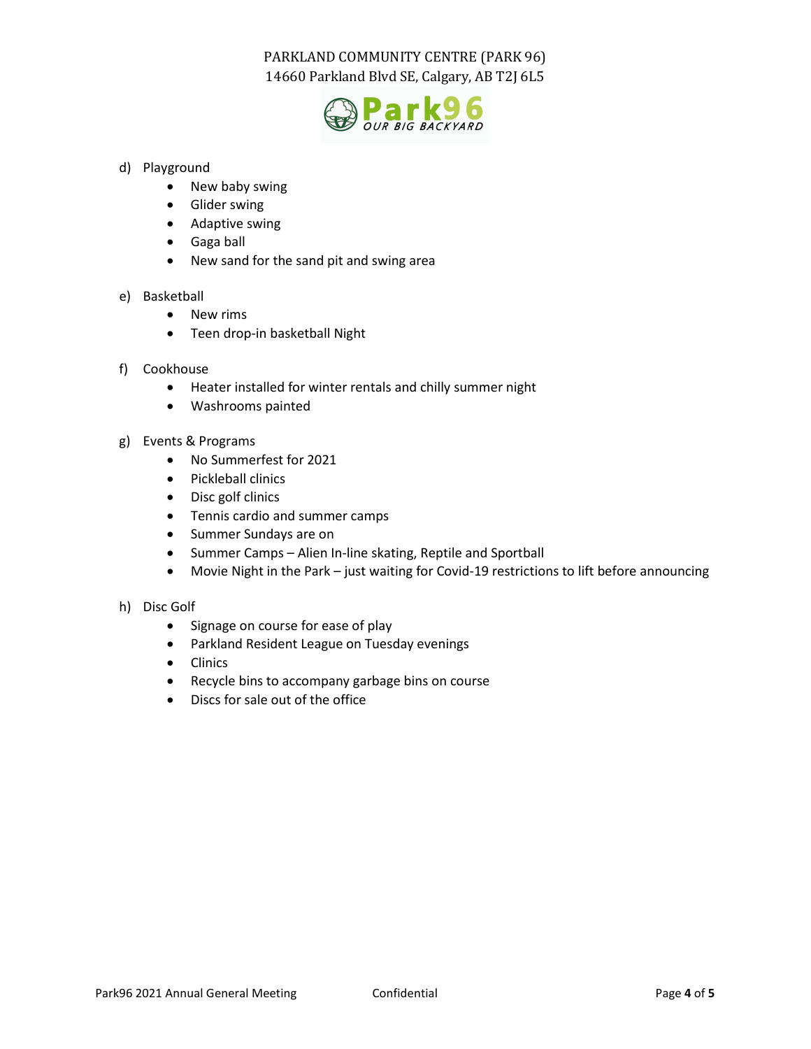d) Playground
  - New baby swing
  - Glider swing
  - Adaptive swing
  - Gaga ball
  - New sand for the sand pit and swing area

e) Basketball
  - New rims
  - Teen drop-in basketball Night

f) Cookhouse
  - Heater installed for winter rentals and chilly summer night
  - Washrooms painted

g) Events & Programs
  - No Summerfest for 2021
  - Pickleball clinics
  - Disc golf clinics
  - Tennis cardio and summer camps
  - Summer Sundays are on
  - Summer Camps – Alien In-line skating, Reptile and Sportball
  - Movie Night in the Park – just waiting for Covid-19 restrictions to lift before announcing

h) Disc Golf
  - Signage on course for ease of play
  - Parkland Resident League on Tuesday evenings
  - Clinics
  - Recycle bins to accompany garbage bins on course
  - Discs for sale out of the office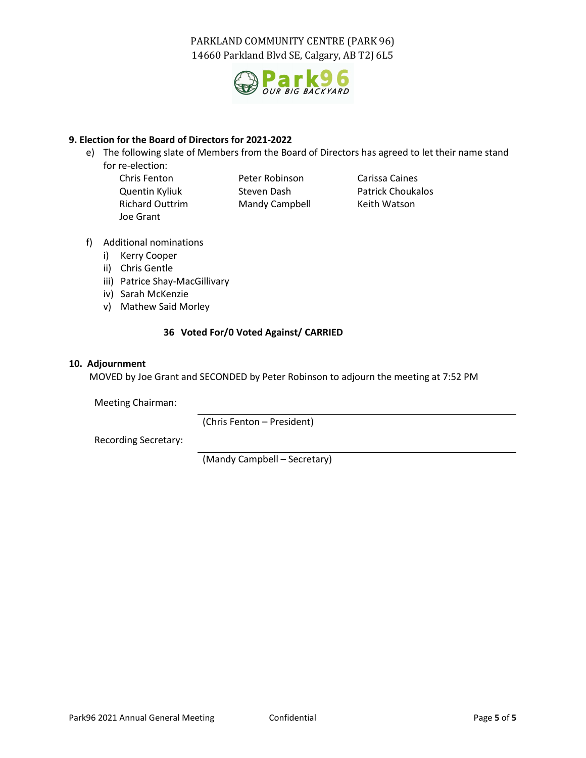PARKLAND COMMUNITY CENTRE (PARK 96)
14660 Parkland Blvd SE, Calgary, AB T2J 6L5

**9. Election for the Board of Directors for 2021-2022**

e) The following slate of Members from the Board of Directors has agreed to let their name stand for re-election:

| | | |
|---|---|---|
| Chris Fenton | Peter Robinson | Carissa Caines |
| Quentin Kyliuk | Steven Dash | Patrick Choukalos |
| Richard Outtrim | Mandy Campbell | Keith Watson |
| Joe Grant | | |

f) Additional nominations
   - i) Kerry Cooper
   - ii) Chris Gentle
   - iii) Patrice Shay-MacGillivary
   - iv) Sarah McKenzie
   - v) Mathew Said Morley

**36 Voted For/0 Voted Against/ CARRIED**

**10. Adjournment**

MOVED by Joe Grant and SECONDED by Peter Robinson to adjourn the meeting at 7:52 PM

Meeting Chairman: ______________________________

(Chris Fenton – President)

Recording Secretary: ______________________________

(Mandy Campbell – Secretary)